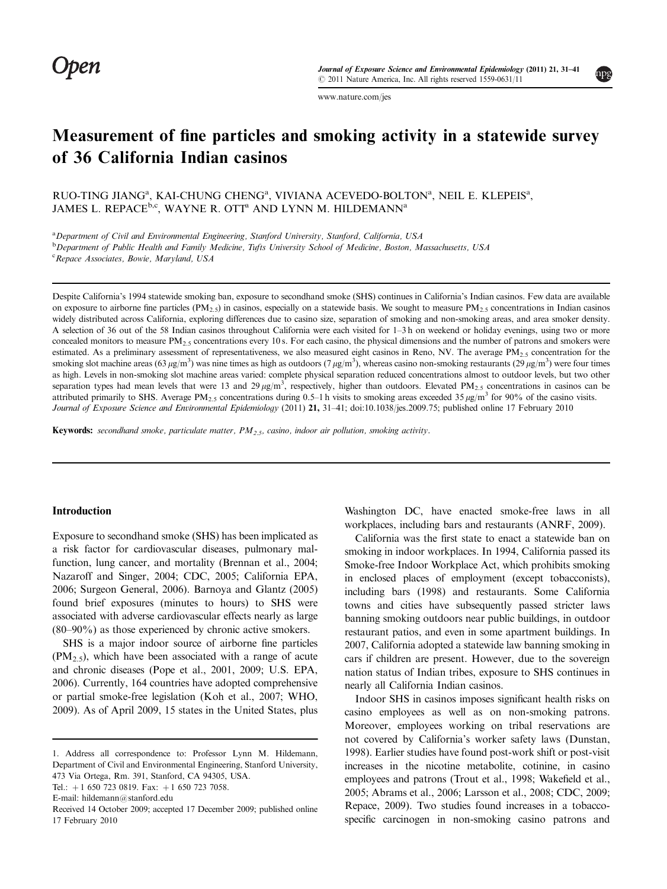# Measurement of fine particles and smoking activity in a statewide survey of 36 California Indian casinos

RUO-TING JIANG[a], KAI-CHUNG CHENG[a], VIVIANA ACEVEDO-BOLTON[a], NEIL E. KLEPEIS[a], JAMES L. REPACE[b,c], WAYNE R. OTT[a] AND LYNN M. HILDEMANN[a]

[a]Department of Civil and Environmental Engineering, Stanford University, Stanford, California, USA

[b]Department of Public Health and Family Medicine, Tufts University School of Medicine, Boston, Massachusetts, USA

[c]Repace Associates, Bowie, Maryland, USA

Despite California's 1994 statewide smoking ban, exposure to secondhand smoke (SHS) continues in California's Indian casinos. Few data are available on exposure to airborne fine particles ($PM_{2.5}$) in casinos, especially on a statewide basis. We sought to measure $PM_{2.5}$ concentrations in Indian casinos widely distributed across California, exploring differences due to casino size, separation of smoking and non-smoking areas, and area smoker density. A selection of 36 out of the 58 Indian casinos throughout California were each visited for 1–3 h on weekend or holiday evenings, using two or more concealed monitors to measure $PM_{2.5}$ concentrations every 10 s. For each casino, the physical dimensions and the number of patrons and smokers were estimated. As a preliminary assessment of representativeness, we also measured eight casinos in Reno, NV. The average $PM_{2.5}$ concentration for the smoking slot machine areas (63 $\mu g/m^3$) was nine times as high as outdoors (7 $\mu g/m^3$), whereas casino non-smoking restaurants (29 $\mu g/m^3$) were four times as high. Levels in non-smoking slot machine areas varied: complete physical separation reduced concentrations almost to outdoor levels, but two other separation types had mean levels that were 13 and 29 $\mu g/m^3$, respectively, higher than outdoors. Elevated $PM_{2.5}$ concentrations in casinos can be attributed primarily to SHS. Average $PM_{2.5}$ concentrations during 0.5–1 h visits to smoking areas exceeded 35 $\mu g/m^3$ for 90% of the casino visits.
*Journal of Exposure Science and Environmental Epidemiology* (2011) **21**, 31–41; doi:10.1038/jes.2009.75; published online 17 February 2010

**Keywords:** *secondhand smoke, particulate matter, $PM_{2.5}$, casino, indoor air pollution, smoking activity.*

## Introduction

Exposure to secondhand smoke (SHS) has been implicated as a risk factor for cardiovascular diseases, pulmonary malfunction, lung cancer, and mortality (Brennan et al., 2004; Nazaroff and Singer, 2004; CDC, 2005; California EPA, 2006; Surgeon General, 2006). Barnoya and Glantz (2005) found brief exposures (minutes to hours) to SHS were associated with adverse cardiovascular effects nearly as large (80–90%) as those experienced by chronic active smokers.

SHS is a major indoor source of airborne fine particles ($PM_{2.5}$), which have been associated with a range of acute and chronic diseases (Pope et al., 2001, 2009; U.S. EPA, 2006). Currently, 164 countries have adopted comprehensive or partial smoke-free legislation (Koh et al., 2007; WHO, 2009). As of April 2009, 15 states in the United States, plus Washington DC, have enacted smoke-free laws in all workplaces, including bars and restaurants (ANRF, 2009).

California was the first state to enact a statewide ban on smoking in indoor workplaces. In 1994, California passed its Smoke-free Indoor Workplace Act, which prohibits smoking in enclosed places of employment (except tobacconists), including bars (1998) and restaurants. Some California towns and cities have subsequently passed stricter laws banning smoking outdoors near public buildings, in outdoor restaurant patios, and even in some apartment buildings. In 2007, California adopted a statewide law banning smoking in cars if children are present. However, due to the sovereign nation status of Indian tribes, exposure to SHS continues in nearly all California Indian casinos.

Indoor SHS in casinos imposes significant health risks on casino employees as well as on non-smoking patrons. Moreover, employees working on tribal reservations are not covered by California's worker safety laws (Dunstan, 1998). Earlier studies have found post-work shift or post-visit increases in the nicotine metabolite, cotinine, in casino employees and patrons (Trout et al., 1998; Wakefield et al., 2005; Abrams et al., 2006; Larsson et al., 2008; CDC, 2009; Repace, 2009). Two studies found increases in a tobacco-specific carcinogen in non-smoking casino patrons and

1. Address all correspondence to: Professor Lynn M. Hildemann, Department of Civil and Environmental Engineering, Stanford University, 473 Via Ortega, Rm. 391, Stanford, CA 94305, USA.
Tel.: +1 650 723 0819. Fax: +1 650 723 7058.
E-mail: hildemann@stanford.edu

Received 14 October 2009; accepted 17 December 2009; published online 17 February 2010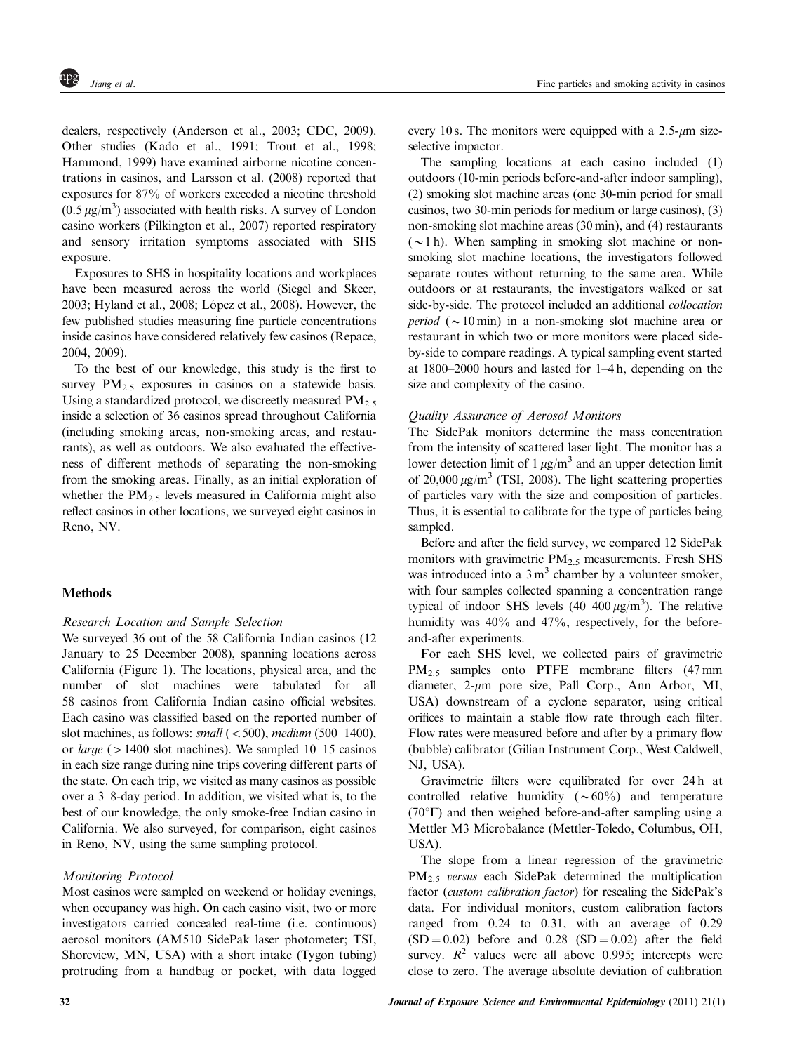dealers, respectively (Anderson et al., 2003; CDC, 2009). Other studies (Kado et al., 1991; Trout et al., 1998; Hammond, 1999) have examined airborne nicotine concentrations in casinos, and Larsson et al. (2008) reported that exposures for 87% of workers exceeded a nicotine threshold ($0.5\,\mu g/m^3$) associated with health risks. A survey of London casino workers (Pilkington et al., 2007) reported respiratory and sensory irritation symptoms associated with SHS exposure.

Exposures to SHS in hospitality locations and workplaces have been measured across the world (Siegel and Skeer, 2003; Hyland et al., 2008; López et al., 2008). However, the few published studies measuring fine particle concentrations inside casinos have considered relatively few casinos (Repace, 2004, 2009).

To the best of our knowledge, this study is the first to survey $PM_{2.5}$ exposures in casinos on a statewide basis. Using a standardized protocol, we discreetly measured $PM_{2.5}$ inside a selection of 36 casinos spread throughout California (including smoking areas, non-smoking areas, and restaurants), as well as outdoors. We also evaluated the effectiveness of different methods of separating the non-smoking from the smoking areas. Finally, as an initial exploration of whether the $PM_{2.5}$ levels measured in California might also reflect casinos in other locations, we surveyed eight casinos in Reno, NV.

## Methods

### *Research Location and Sample Selection*

We surveyed 36 out of the 58 California Indian casinos (12 January to 25 December 2008), spanning locations across California (Figure 1). The locations, physical area, and the number of slot machines were tabulated for all 58 casinos from California Indian casino official websites. Each casino was classified based on the reported number of slot machines, as follows: *small* (<500), *medium* (500–1400), or *large* (>1400 slot machines). We sampled 10–15 casinos in each size range during nine trips covering different parts of the state. On each trip, we visited as many casinos as possible over a 3–8-day period. In addition, we visited what is, to the best of our knowledge, the only smoke-free Indian casino in California. We also surveyed, for comparison, eight casinos in Reno, NV, using the same sampling protocol.

### *Monitoring Protocol*

Most casinos were sampled on weekend or holiday evenings, when occupancy was high. On each casino visit, two or more investigators carried concealed real-time (i.e. continuous) aerosol monitors (AM510 SidePak laser photometer; TSI, Shoreview, MN, USA) with a short intake (Tygon tubing) protruding from a handbag or pocket, with data logged every 10 s. The monitors were equipped with a 2.5-$\mu$m size-selective impactor.

The sampling locations at each casino included (1) outdoors (10-min periods before-and-after indoor sampling), (2) smoking slot machine areas (one 30-min period for small casinos, two 30-min periods for medium or large casinos), (3) non-smoking slot machine areas (30 min), and (4) restaurants (~1 h). When sampling in smoking slot machine or non-smoking slot machine locations, the investigators followed separate routes without returning to the same area. While outdoors or at restaurants, the investigators walked or sat side-by-side. The protocol included an additional *collocation period* (~10 min) in a non-smoking slot machine area or restaurant in which two or more monitors were placed side-by-side to compare readings. A typical sampling event started at 1800–2000 hours and lasted for 1–4 h, depending on the size and complexity of the casino.

### *Quality Assurance of Aerosol Monitors*

The SidePak monitors determine the mass concentration from the intensity of scattered laser light. The monitor has a lower detection limit of $1\,\mu g/m^3$ and an upper detection limit of $20{,}000\,\mu g/m^3$ (TSI, 2008). The light scattering properties of particles vary with the size and composition of particles. Thus, it is essential to calibrate for the type of particles being sampled.

Before and after the field survey, we compared 12 SidePak monitors with gravimetric $PM_{2.5}$ measurements. Fresh SHS was introduced into a $3\,m^3$ chamber by a volunteer smoker, with four samples collected spanning a concentration range typical of indoor SHS levels ($40–400\,\mu g/m^3$). The relative humidity was 40% and 47%, respectively, for the before-and-after experiments.

For each SHS level, we collected pairs of gravimetric $PM_{2.5}$ samples onto PTFE membrane filters (47 mm diameter, 2-$\mu$m pore size, Pall Corp., Ann Arbor, MI, USA) downstream of a cyclone separator, using critical orifices to maintain a stable flow rate through each filter. Flow rates were measured before and after by a primary flow (bubble) calibrator (Gilian Instrument Corp., West Caldwell, NJ, USA).

Gravimetric filters were equilibrated for over 24 h at controlled relative humidity (~60%) and temperature (70°F) and then weighed before-and-after sampling using a Mettler M3 Microbalance (Mettler-Toledo, Columbus, OH, USA).

The slope from a linear regression of the gravimetric $PM_{2.5}$ *versus* each SidePak determined the multiplication factor (*custom calibration factor*) for rescaling the SidePak's data. For individual monitors, custom calibration factors ranged from 0.24 to 0.31, with an average of 0.29 (SD = 0.02) before and 0.28 (SD = 0.02) after the field survey. $R^2$ values were all above 0.995; intercepts were close to zero. The average absolute deviation of calibration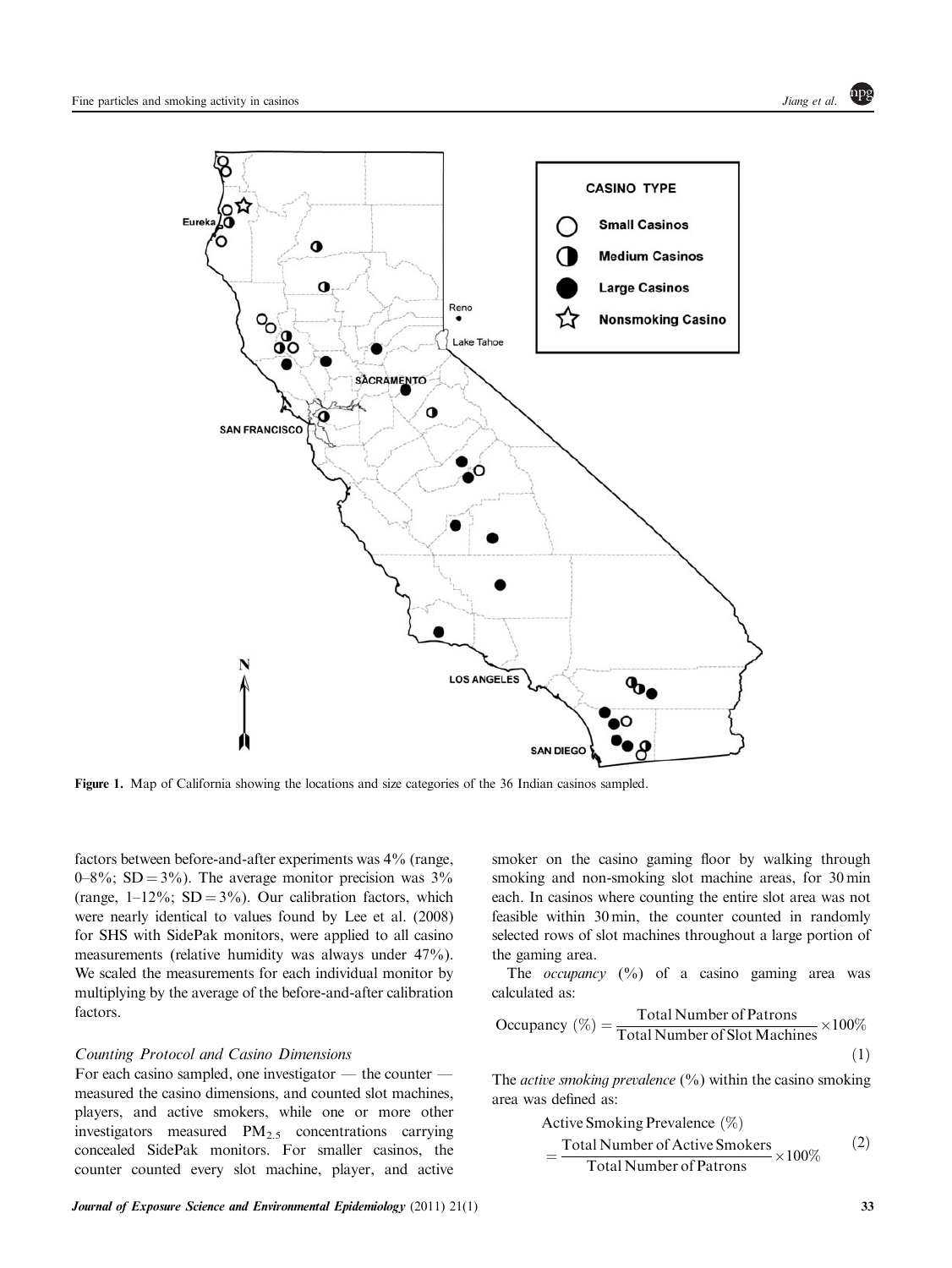Figure 1. Map of California showing the locations and size categories of the 36 Indian casinos sampled.

factors between before-and-after experiments was 4% (range, 0–8%; SD = 3%). The average monitor precision was 3% (range, 1–12%; SD = 3%). Our calibration factors, which were nearly identical to values found by Lee et al. (2008) for SHS with SidePak monitors, were applied to all casino measurements (relative humidity was always under 47%). We scaled the measurements for each individual monitor by multiplying by the average of the before-and-after calibration factors.

### *Counting Protocol and Casino Dimensions*

For each casino sampled, one investigator — the counter — measured the casino dimensions, and counted slot machines, players, and active smokers, while one or more other investigators measured $PM_{2.5}$ concentrations carrying concealed SidePak monitors. For smaller casinos, the counter counted every slot machine, player, and active smoker on the casino gaming floor by walking through smoking and non-smoking slot machine areas, for 30 min each. In casinos where counting the entire slot area was not feasible within 30 min, the counter counted in randomly selected rows of slot machines throughout a large portion of the gaming area.

The *occupancy* (%) of a casino gaming area was calculated as:

$$\text{Occupancy } (\%) = \frac{\text{Total Number of Patrons}}{\text{Total Number of Slot Machines}} \times 100\% \tag{1}$$

The *active smoking prevalence* (%) within the casino smoking area was defined as:

$$\text{Active Smoking Prevalence } (\%) = \frac{\text{Total Number of Active Smokers}}{\text{Total Number of Patrons}} \times 100\% \tag{2}$$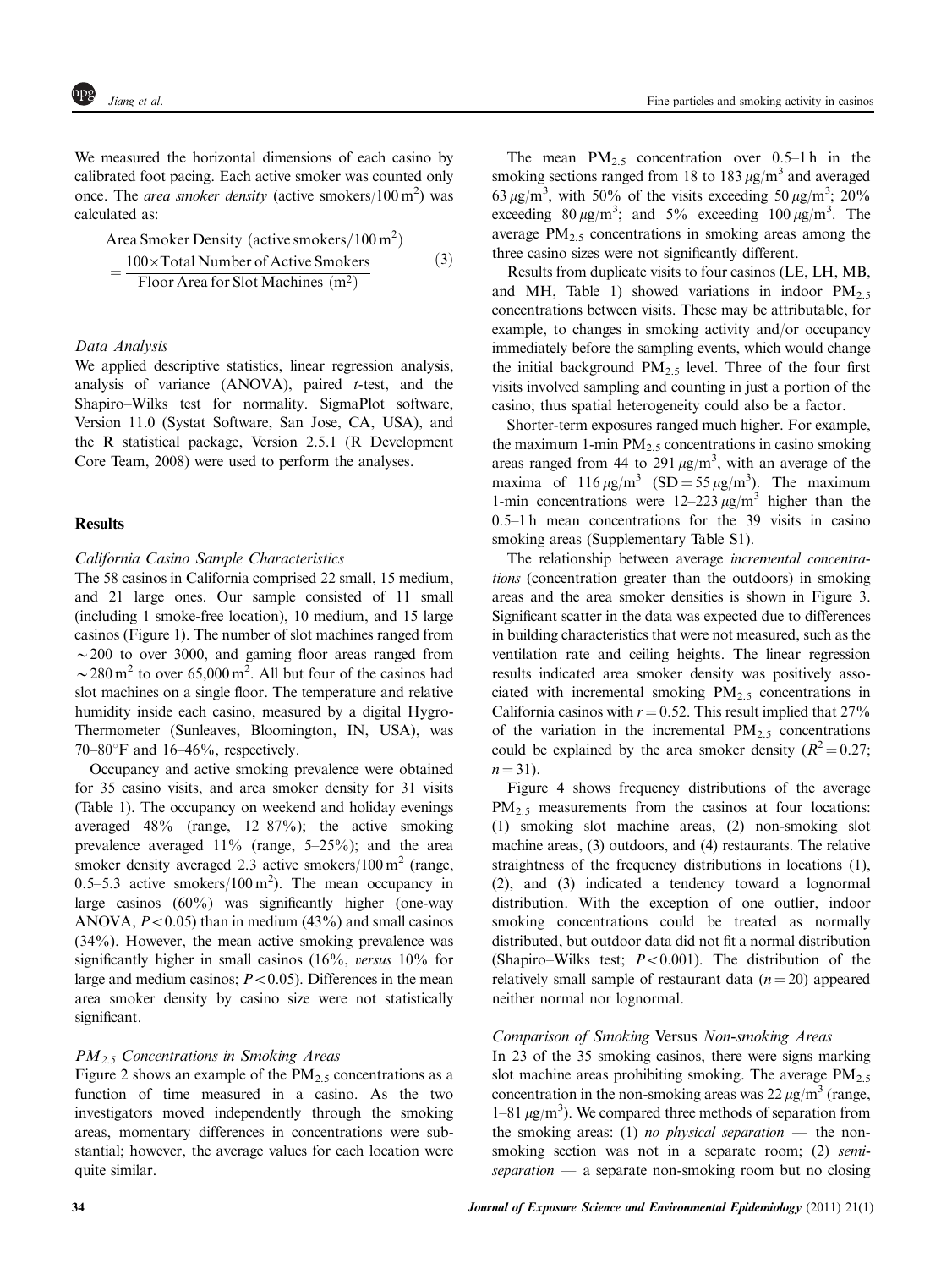We measured the horizontal dimensions of each casino by calibrated foot pacing. Each active smoker was counted only once. The *area smoker density* (active smokers/100 m$^2$) was calculated as:

$$\text{Area Smoker Density (active smokers/100 m}^2\text{)} = \frac{100 \times \text{Total Number of Active Smokers}}{\text{Floor Area for Slot Machines (m}^2\text{)}} \quad (3)$$

### Data Analysis

We applied descriptive statistics, linear regression analysis, analysis of variance (ANOVA), paired *t*-test, and the Shapiro–Wilks test for normality. SigmaPlot software, Version 11.0 (Systat Software, San Jose, CA, USA), and the R statistical package, Version 2.5.1 (R Development Core Team, 2008) were used to perform the analyses.

## Results

### California Casino Sample Characteristics

The 58 casinos in California comprised 22 small, 15 medium, and 21 large ones. Our sample consisted of 11 small (including 1 smoke-free location), 10 medium, and 15 large casinos (Figure 1). The number of slot machines ranged from ~200 to over 3000, and gaming floor areas ranged from ~280 m$^2$ to over 65,000 m$^2$. All but four of the casinos had slot machines on a single floor. The temperature and relative humidity inside each casino, measured by a digital Hygro-Thermometer (Sunleaves, Bloomington, IN, USA), was 70–80°F and 16–46%, respectively.

Occupancy and active smoking prevalence were obtained for 35 casino visits, and area smoker density for 31 visits (Table 1). The occupancy on weekend and holiday evenings averaged 48% (range, 12–87%); the active smoking prevalence averaged 11% (range, 5–25%); and the area smoker density averaged 2.3 active smokers/100 m$^2$ (range, 0.5–5.3 active smokers/100 m$^2$). The mean occupancy in large casinos (60%) was significantly higher (one-way ANOVA, $P<0.05$) than in medium (43%) and small casinos (34%). However, the mean active smoking prevalence was significantly higher in small casinos (16%, *versus* 10% for large and medium casinos; $P<0.05$). Differences in the mean area smoker density by casino size were not statistically significant.

### $PM_{2.5}$ Concentrations in Smoking Areas

Figure 2 shows an example of the $PM_{2.5}$ concentrations as a function of time measured in a casino. As the two investigators moved independently through the smoking areas, momentary differences in concentrations were substantial; however, the average values for each location were quite similar.

The mean $PM_{2.5}$ concentration over 0.5–1 h in the smoking sections ranged from 18 to 183 $\mu g/m^3$ and averaged 63 $\mu g/m^3$, with 50% of the visits exceeding 50 $\mu g/m^3$; 20% exceeding 80 $\mu g/m^3$; and 5% exceeding 100 $\mu g/m^3$. The average $PM_{2.5}$ concentrations in smoking areas among the three casino sizes were not significantly different.

Results from duplicate visits to four casinos (LE, LH, MB, and MH, Table 1) showed variations in indoor $PM_{2.5}$ concentrations between visits. These may be attributable, for example, to changes in smoking activity and/or occupancy immediately before the sampling events, which would change the initial background $PM_{2.5}$ level. Three of the four first visits involved sampling and counting in just a portion of the casino; thus spatial heterogeneity could also be a factor.

Shorter-term exposures ranged much higher. For example, the maximum 1-min $PM_{2.5}$ concentrations in casino smoking areas ranged from 44 to 291 $\mu g/m^3$, with an average of the maxima of 116 $\mu g/m^3$ (SD = 55 $\mu g/m^3$). The maximum 1-min concentrations were 12–223 $\mu g/m^3$ higher than the 0.5–1 h mean concentrations for the 39 visits in casino smoking areas (Supplementary Table S1).

The relationship between average *incremental concentrations* (concentration greater than the outdoors) in smoking areas and the area smoker densities is shown in Figure 3. Significant scatter in the data was expected due to differences in building characteristics that were not measured, such as the ventilation rate and ceiling heights. The linear regression results indicated area smoker density was positively associated with incremental smoking $PM_{2.5}$ concentrations in California casinos with $r=0.52$. This result implied that 27% of the variation in the incremental $PM_{2.5}$ concentrations could be explained by the area smoker density ($R^2=0.27$; $n=31$).

Figure 4 shows frequency distributions of the average $PM_{2.5}$ measurements from the casinos at four locations: (1) smoking slot machine areas, (2) non-smoking slot machine areas, (3) outdoors, and (4) restaurants. The relative straightness of the frequency distributions in locations (1), (2), and (3) indicated a tendency toward a lognormal distribution. With the exception of one outlier, indoor smoking concentrations could be treated as normally distributed, but outdoor data did not fit a normal distribution (Shapiro–Wilks test; $P<0.001$). The distribution of the relatively small sample of restaurant data ($n=20$) appeared neither normal nor lognormal.

### Comparison of Smoking *Versus* Non-smoking Areas

In 23 of the 35 smoking casinos, there were signs marking slot machine areas prohibiting smoking. The average $PM_{2.5}$ concentration in the non-smoking areas was 22 $\mu g/m^3$ (range, 1–81 $\mu g/m^3$). We compared three methods of separation from the smoking areas: (1) *no physical separation* — the non-smoking section was not in a separate room; (2) *semi-separation* — a separate non-smoking room but no closing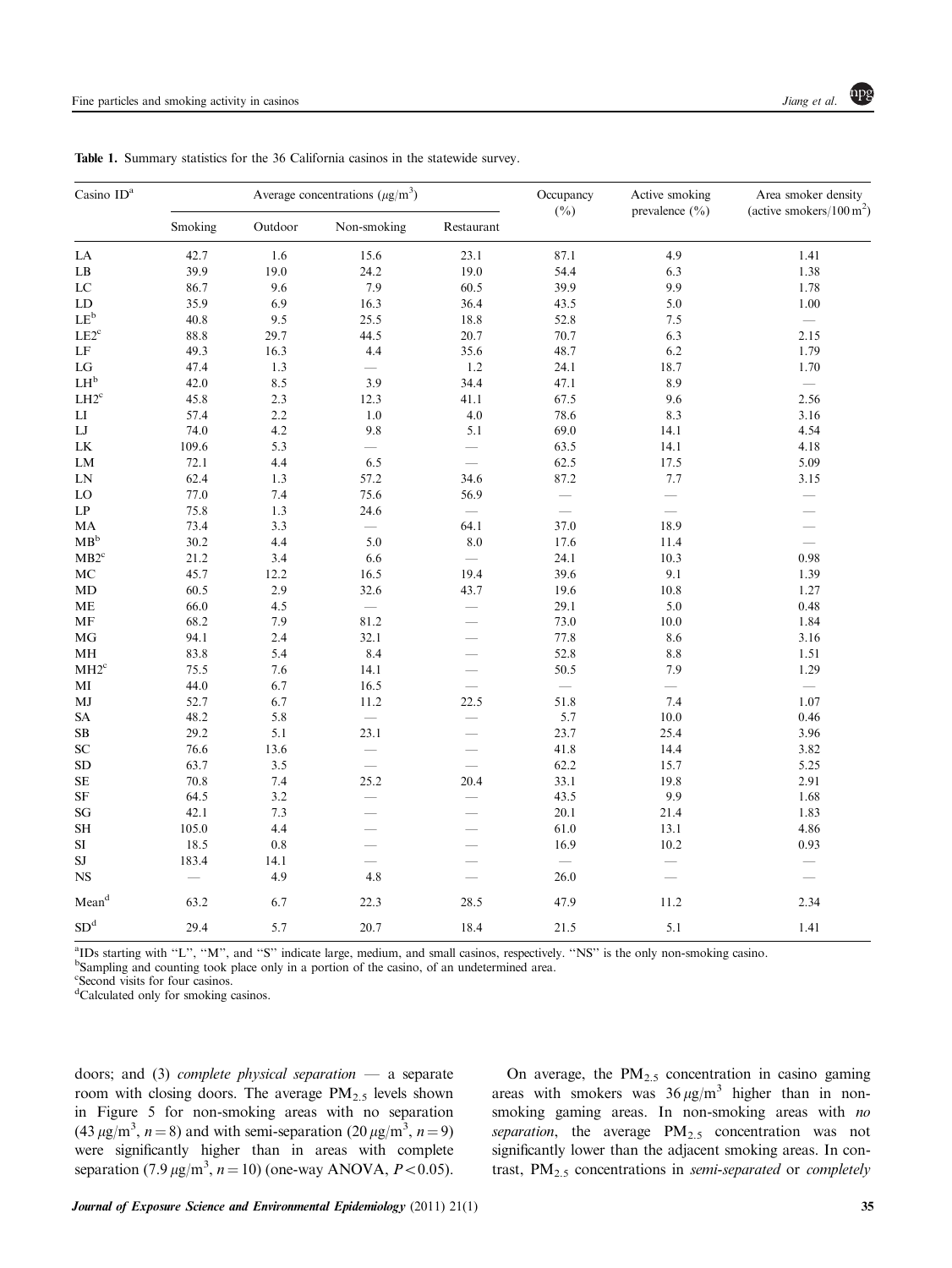**Table 1.** Summary statistics for the 36 California casinos in the statewide survey.

| Casino ID[a] | Average concentrations ($\mu g/m^3$) | | | | Occupancy (%) | Active smoking prevalence (%) | Area smoker density (active smokers/100 $m^2$) |
|---|---|---|---|---|---|---|---|
| | Smoking | Outdoor | Non-smoking | Restaurant | | | |
| LA | 42.7 | 1.6 | 15.6 | 23.1 | 87.1 | 4.9 | 1.41 |
| LB | 39.9 | 19.0 | 24.2 | 19.0 | 54.4 | 6.3 | 1.38 |
| LC | 86.7 | 9.6 | 7.9 | 60.5 | 39.9 | 9.9 | 1.78 |
| LD | 35.9 | 6.9 | 16.3 | 36.4 | 43.5 | 5.0 | 1.00 |
| LE[b] | 40.8 | 9.5 | 25.5 | 18.8 | 52.8 | 7.5 | — |
| LE2[c] | 88.8 | 29.7 | 44.5 | 20.7 | 70.7 | 6.3 | 2.15 |
| LF | 49.3 | 16.3 | 4.4 | 35.6 | 48.7 | 6.2 | 1.79 |
| LG | 47.4 | 1.3 | — | 1.2 | 24.1 | 18.7 | 1.70 |
| LH[b] | 42.0 | 8.5 | 3.9 | 34.4 | 47.1 | 8.9 | — |
| LH2[c] | 45.8 | 2.3 | 12.3 | 41.1 | 67.5 | 9.6 | 2.56 |
| LI | 57.4 | 2.2 | 1.0 | 4.0 | 78.6 | 8.3 | 3.16 |
| LJ | 74.0 | 4.2 | 9.8 | 5.1 | 69.0 | 14.1 | 4.54 |
| LK | 109.6 | 5.3 | — | — | 63.5 | 14.1 | 4.18 |
| LM | 72.1 | 4.4 | 6.5 | — | 62.5 | 17.5 | 5.09 |
| LN | 62.4 | 1.3 | 57.2 | 34.6 | 87.2 | 7.7 | 3.15 |
| LO | 77.0 | 7.4 | 75.6 | 56.9 | — | — | — |
| LP | 75.8 | 1.3 | 24.6 | — | — | — | — |
| MA | 73.4 | 3.3 | — | 64.1 | 37.0 | 18.9 | — |
| MB[b] | 30.2 | 4.4 | 5.0 | 8.0 | 17.6 | 11.4 | — |
| MB2[c] | 21.2 | 3.4 | 6.6 | — | 24.1 | 10.3 | 0.98 |
| MC | 45.7 | 12.2 | 16.5 | 19.4 | 39.6 | 9.1 | 1.39 |
| MD | 60.5 | 2.9 | 32.6 | 43.7 | 19.6 | 10.8 | 1.27 |
| ME | 66.0 | 4.5 | — | — | 29.1 | 5.0 | 0.48 |
| MF | 68.2 | 7.9 | 81.2 | — | 73.0 | 10.0 | 1.84 |
| MG | 94.1 | 2.4 | 32.1 | — | 77.8 | 8.6 | 3.16 |
| MH | 83.8 | 5.4 | 8.4 | — | 52.8 | 8.8 | 1.51 |
| MH2[c] | 75.5 | 7.6 | 14.1 | — | 50.5 | 7.9 | 1.29 |
| MI | 44.0 | 6.7 | 16.5 | — | — | — | — |
| MJ | 52.7 | 6.7 | 11.2 | 22.5 | 51.8 | 7.4 | 1.07 |
| SA | 48.2 | 5.8 | — | — | 5.7 | 10.0 | 0.46 |
| SB | 29.2 | 5.1 | 23.1 | — | 23.7 | 25.4 | 3.96 |
| SC | 76.6 | 13.6 | — | — | 41.8 | 14.4 | 3.82 |
| SD | 63.7 | 3.5 | — | — | 62.2 | 15.7 | 5.25 |
| SE | 70.8 | 7.4 | 25.2 | 20.4 | 33.1 | 19.8 | 2.91 |
| SF | 64.5 | 3.2 | — | — | 43.5 | 9.9 | 1.68 |
| SG | 42.1 | 7.3 | — | — | 20.1 | 21.4 | 1.83 |
| SH | 105.0 | 4.4 | — | — | 61.0 | 13.1 | 4.86 |
| SI | 18.5 | 0.8 | — | — | 16.9 | 10.2 | 0.93 |
| SJ | 183.4 | 14.1 | — | — | — | — | — |
| NS | — | 4.9 | 4.8 | — | 26.0 | — | — |
| Mean[d] | 63.2 | 6.7 | 22.3 | 28.5 | 47.9 | 11.2 | 2.34 |
| SD[d] | 29.4 | 5.7 | 20.7 | 18.4 | 21.5 | 5.1 | 1.41 |

[a]IDs starting with "L", "M", and "S" indicate large, medium, and small casinos, respectively. "NS" is the only non-smoking casino.
[b]Sampling and counting took place only in a portion of the casino, of an undetermined area.
[c]Second visits for four casinos.
[d]Calculated only for smoking casinos.

doors; and (3) *complete physical separation* — a separate room with closing doors. The average $PM_{2.5}$ levels shown in Figure 5 for non-smoking areas with no separation ($43\,\mu g/m^3$, $n = 8$) and with semi-separation ($20\,\mu g/m^3$, $n = 9$) were significantly higher than in areas with complete separation ($7.9\,\mu g/m^3$, $n = 10$) (one-way ANOVA, $P < 0.05$).

On average, the $PM_{2.5}$ concentration in casino gaming areas with smokers was $36\,\mu g/m^3$ higher than in non-smoking gaming areas. In non-smoking areas with *no separation*, the average $PM_{2.5}$ concentration was not significantly lower than the adjacent smoking areas. In contrast, $PM_{2.5}$ concentrations in *semi-separated* or *completely*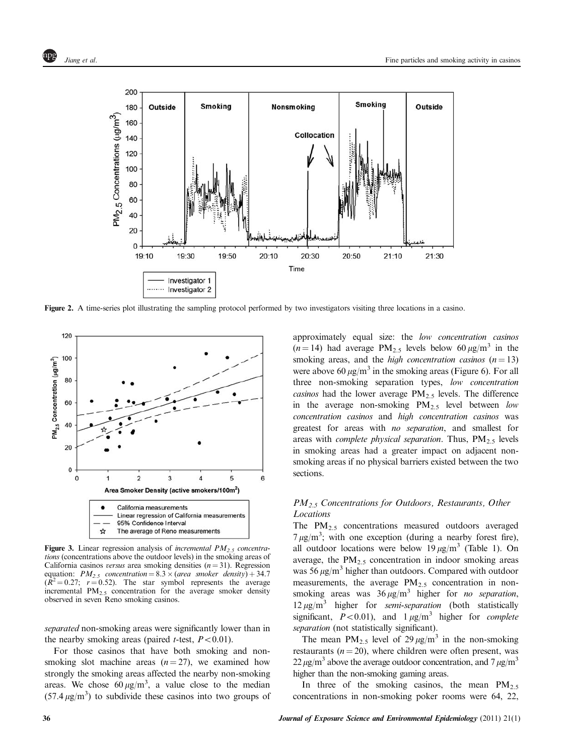Figure 2. A time-series plot illustrating the sampling protocol performed by two investigators visiting three locations in a casino.

Figure 3. Linear regression analysis of *incremental $PM_{2.5}$ concentrations* (concentrations above the outdoor levels) in the smoking areas of California casinos *versus* area smoking densities ($n = 31$). Regression equation: $PM_{2.5}$ *concentration* $= 8.3 \times$ (*area smoker density*) $+ 34.7$ ($R^2 = 0.27$; $r = 0.52$). The star symbol represents the average incremental $PM_{2.5}$ concentration for the average smoker density observed in seven Reno smoking casinos.

*separated* non-smoking areas were significantly lower than in the nearby smoking areas (paired *t*-test, $P < 0.01$).

For those casinos that have both smoking and non-smoking slot machine areas ($n = 27$), we examined how strongly the smoking areas affected the nearby non-smoking areas. We chose $60\,\mu g/m^3$, a value close to the median ($57.4\,\mu g/m^3$) to subdivide these casinos into two groups of approximately equal size: the *low concentration casinos* ($n = 14$) had average $PM_{2.5}$ levels below $60\,\mu g/m^3$ in the smoking areas, and the *high concentration casinos* ($n = 13$) were above $60\,\mu g/m^3$ in the smoking areas (Figure 6). For all three non-smoking separation types, *low concentration casinos* had the lower average $PM_{2.5}$ levels. The difference in the average non-smoking $PM_{2.5}$ level between *low concentration casinos* and *high concentration casinos* was greatest for areas with *no separation*, and smallest for areas with *complete physical separation*. Thus, $PM_{2.5}$ levels in smoking areas had a greater impact on adjacent non-smoking areas if no physical barriers existed between the two sections.

### $PM_{2.5}$ Concentrations for Outdoors, Restaurants, Other Locations

The $PM_{2.5}$ concentrations measured outdoors averaged $7\,\mu g/m^3$; with one exception (during a nearby forest fire), all outdoor locations were below $19\,\mu g/m^3$ (Table 1). On average, the $PM_{2.5}$ concentration in indoor smoking areas was $56\,\mu g/m^3$ higher than outdoors. Compared with outdoor measurements, the average $PM_{2.5}$ concentration in non-smoking areas was $36\,\mu g/m^3$ higher for *no separation*, $12\,\mu g/m^3$ higher for *semi-separation* (both statistically significant, $P < 0.01$), and $1\,\mu g/m^3$ higher for *complete separation* (not statistically significant).

The mean $PM_{2.5}$ level of $29\,\mu g/m^3$ in the non-smoking restaurants ($n = 20$), where children were often present, was $22\,\mu g/m^3$ above the average outdoor concentration, and $7\,\mu g/m^3$ higher than the non-smoking gaming areas.

In three of the smoking casinos, the mean $PM_{2.5}$ concentrations in non-smoking poker rooms were 64, 22,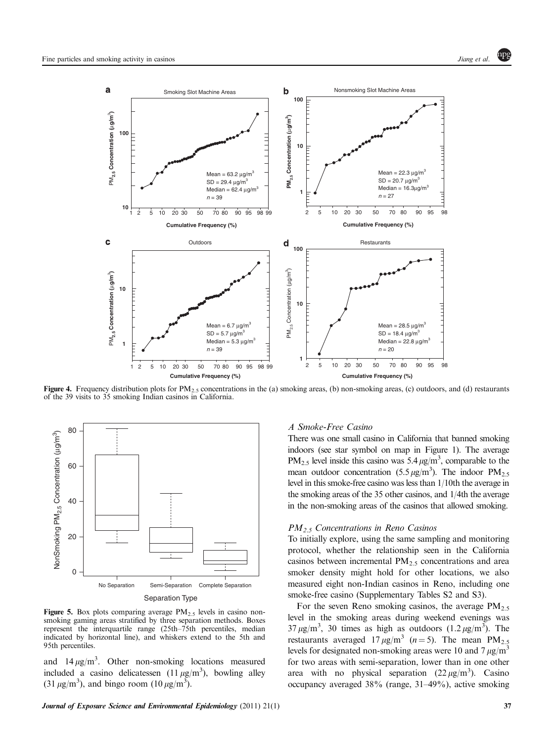**Figure 4.** Frequency distribution plots for $PM_{2.5}$ concentrations in the (a) smoking areas, (b) non-smoking areas, (c) outdoors, and (d) restaurants of the 39 visits to 35 smoking Indian casinos in California.

**Figure 5.** Box plots comparing average $PM_{2.5}$ levels in casino non-smoking gaming areas stratified by three separation methods. Boxes represent the interquartile range (25th–75th percentiles, median indicated by horizontal line), and whiskers extend to the 5th and 95th percentiles.

and $14\,\mu g/m^3$. Other non-smoking locations measured included a casino delicatessen ($11\,\mu g/m^3$), bowling alley ($31\,\mu g/m^3$), and bingo room ($10\,\mu g/m^3$).

### *A Smoke-Free Casino*

There was one small casino in California that banned smoking indoors (see star symbol on map in Figure 1). The average $PM_{2.5}$ level inside this casino was $5.4\,\mu g/m^3$, comparable to the mean outdoor concentration ($5.5\,\mu g/m^3$). The indoor $PM_{2.5}$ level in this smoke-free casino was less than 1/10th the average in the smoking areas of the 35 other casinos, and 1/4th the average in the non-smoking areas of the casinos that allowed smoking.

### *$PM_{2.5}$ Concentrations in Reno Casinos*

To initially explore, using the same sampling and monitoring protocol, whether the relationship seen in the California casinos between incremental $PM_{2.5}$ concentrations and area smoker density might hold for other locations, we also measured eight non-Indian casinos in Reno, including one smoke-free casino (Supplementary Tables S2 and S3).

For the seven Reno smoking casinos, the average $PM_{2.5}$ level in the smoking areas during weekend evenings was $37\,\mu g/m^3$, 30 times as high as outdoors ($1.2\,\mu g/m^3$). The restaurants averaged $17\,\mu g/m^3$ ($n = 5$). The mean $PM_{2.5}$ levels for designated non-smoking areas were 10 and $7\,\mu g/m^3$ for two areas with semi-separation, lower than in one other area with no physical separation ($22\,\mu g/m^3$). Casino occupancy averaged 38% (range, 31–49%), active smoking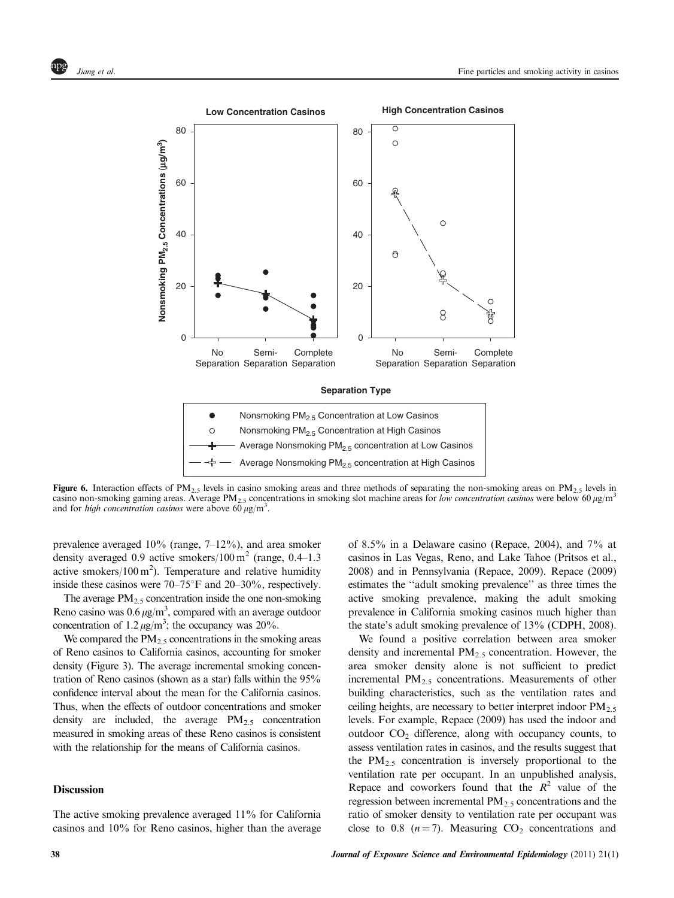Figure 6. Interaction effects of $PM_{2.5}$ levels in casino smoking areas and three methods of separating the non-smoking areas on $PM_{2.5}$ levels in casino non-smoking gaming areas. Average $PM_{2.5}$ concentrations in smoking slot machine areas for *low concentration casinos* were below 60 $\mu g/m^3$ and for *high concentration casinos* were above 60 $\mu g/m^3$.

prevalence averaged 10% (range, 7–12%), and area smoker density averaged 0.9 active smokers/100 $m^2$ (range, 0.4–1.3 active smokers/100 $m^2$). Temperature and relative humidity inside these casinos were 70–75°F and 20–30%, respectively.

The average $PM_{2.5}$ concentration inside the one non-smoking Reno casino was 0.6 $\mu g/m^3$, compared with an average outdoor concentration of 1.2 $\mu g/m^3$; the occupancy was 20%.

We compared the $PM_{2.5}$ concentrations in the smoking areas of Reno casinos to California casinos, accounting for smoker density (Figure 3). The average incremental smoking concentration of Reno casinos (shown as a star) falls within the 95% confidence interval about the mean for the California casinos. Thus, when the effects of outdoor concentrations and smoker density are included, the average $PM_{2.5}$ concentration measured in smoking areas of these Reno casinos is consistent with the relationship for the means of California casinos.

## Discussion

The active smoking prevalence averaged 11% for California casinos and 10% for Reno casinos, higher than the average of 8.5% in a Delaware casino (Repace, 2004), and 7% at casinos in Las Vegas, Reno, and Lake Tahoe (Pritsos et al., 2008) and in Pennsylvania (Repace, 2009). Repace (2009) estimates the ''adult smoking prevalence'' as three times the active smoking prevalence, making the adult smoking prevalence in California smoking casinos much higher than the state's adult smoking prevalence of 13% (CDPH, 2008).

We found a positive correlation between area smoker density and incremental $PM_{2.5}$ concentration. However, the area smoker density alone is not sufficient to predict incremental $PM_{2.5}$ concentrations. Measurements of other building characteristics, such as the ventilation rates and ceiling heights, are necessary to better interpret indoor $PM_{2.5}$ levels. For example, Repace (2009) has used the indoor and outdoor $CO_2$ difference, along with occupancy counts, to assess ventilation rates in casinos, and the results suggest that the $PM_{2.5}$ concentration is inversely proportional to the ventilation rate per occupant. In an unpublished analysis, Repace and coworkers found that the $R^2$ value of the regression between incremental $PM_{2.5}$ concentrations and the ratio of smoker density to ventilation rate per occupant was close to 0.8 ($n = 7$). Measuring $CO_2$ concentrations and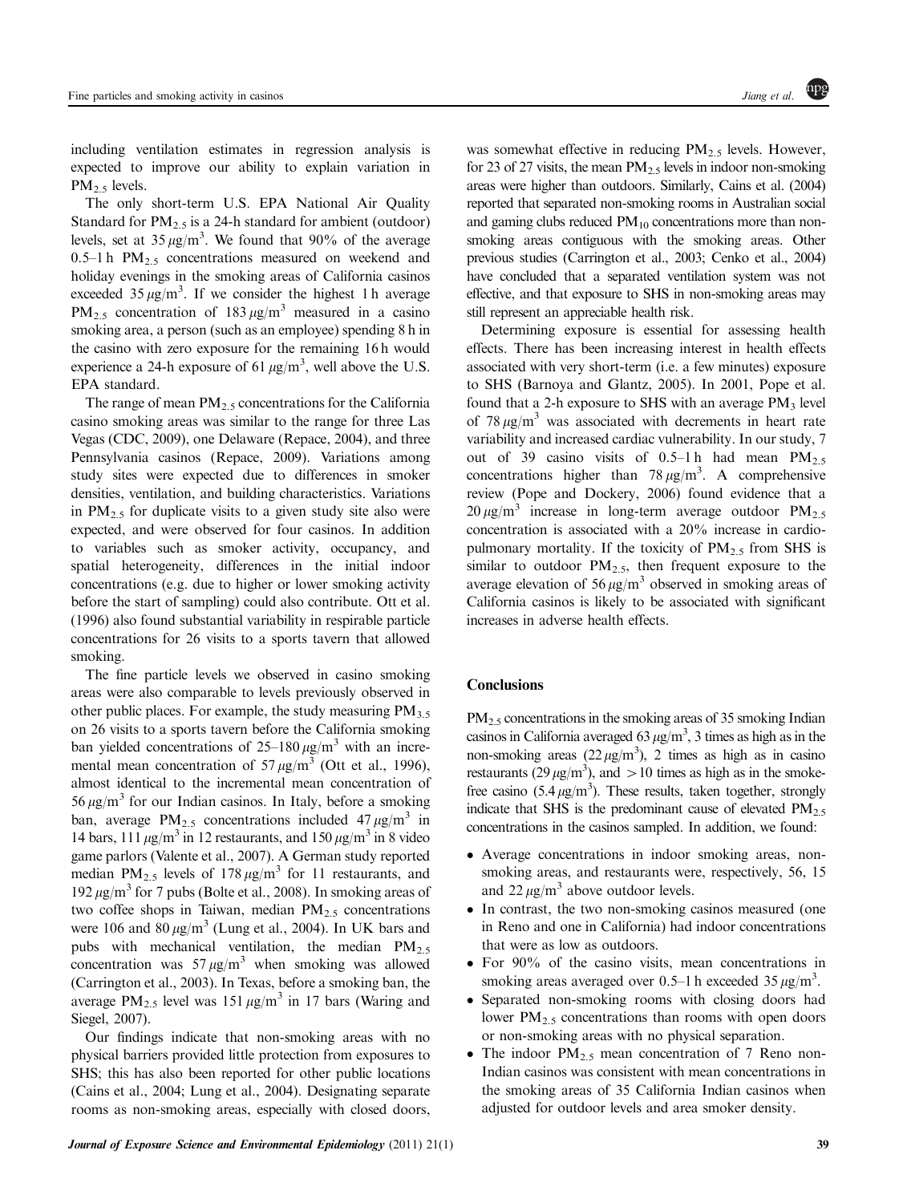including ventilation estimates in regression analysis is expected to improve our ability to explain variation in $PM_{2.5}$ levels.

The only short-term U.S. EPA National Air Quality Standard for $PM_{2.5}$ is a 24-h standard for ambient (outdoor) levels, set at $35\,\mu g/m^3$. We found that 90% of the average 0.5–1 h $PM_{2.5}$ concentrations measured on weekend and holiday evenings in the smoking areas of California casinos exceeded $35\,\mu g/m^3$. If we consider the highest 1 h average $PM_{2.5}$ concentration of $183\,\mu g/m^3$ measured in a casino smoking area, a person (such as an employee) spending 8 h in the casino with zero exposure for the remaining 16 h would experience a 24-h exposure of $61\,\mu g/m^3$, well above the U.S. EPA standard.

The range of mean $PM_{2.5}$ concentrations for the California casino smoking areas was similar to the range for three Las Vegas (CDC, 2009), one Delaware (Repace, 2004), and three Pennsylvania casinos (Repace, 2009). Variations among study sites were expected due to differences in smoker densities, ventilation, and building characteristics. Variations in $PM_{2.5}$ for duplicate visits to a given study site also were expected, and were observed for four casinos. In addition to variables such as smoker activity, occupancy, and spatial heterogeneity, differences in the initial indoor concentrations (e.g. due to higher or lower smoking activity before the start of sampling) could also contribute. Ott et al. (1996) also found substantial variability in respirable particle concentrations for 26 visits to a sports tavern that allowed smoking.

The fine particle levels we observed in casino smoking areas were also comparable to levels previously observed in other public places. For example, the study measuring $PM_{3.5}$ on 26 visits to a sports tavern before the California smoking ban yielded concentrations of 25–$180\,\mu g/m^3$ with an incremental mean concentration of $57\,\mu g/m^3$ (Ott et al., 1996), almost identical to the incremental mean concentration of $56\,\mu g/m^3$ for our Indian casinos. In Italy, before a smoking ban, average $PM_{2.5}$ concentrations included $47\,\mu g/m^3$ in 14 bars, $111\,\mu g/m^3$ in 12 restaurants, and $150\,\mu g/m^3$ in 8 video game parlors (Valente et al., 2007). A German study reported median $PM_{2.5}$ levels of $178\,\mu g/m^3$ for 11 restaurants, and $192\,\mu g/m^3$ for 7 pubs (Bolte et al., 2008). In smoking areas of two coffee shops in Taiwan, median $PM_{2.5}$ concentrations were 106 and $80\,\mu g/m^3$ (Lung et al., 2004). In UK bars and pubs with mechanical ventilation, the median $PM_{2.5}$ concentration was $57\,\mu g/m^3$ when smoking was allowed (Carrington et al., 2003). In Texas, before a smoking ban, the average $PM_{2.5}$ level was $151\,\mu g/m^3$ in 17 bars (Waring and Siegel, 2007).

Our findings indicate that non-smoking areas with no physical barriers provided little protection from exposures to SHS; this has also been reported for other public locations (Cains et al., 2004; Lung et al., 2004). Designating separate rooms as non-smoking areas, especially with closed doors, was somewhat effective in reducing $PM_{2.5}$ levels. However, for 23 of 27 visits, the mean $PM_{2.5}$ levels in indoor non-smoking areas were higher than outdoors. Similarly, Cains et al. (2004) reported that separated non-smoking rooms in Australian social and gaming clubs reduced $PM_{10}$ concentrations more than non-smoking areas contiguous with the smoking areas. Other previous studies (Carrington et al., 2003; Cenko et al., 2004) have concluded that a separated ventilation system was not effective, and that exposure to SHS in non-smoking areas may still represent an appreciable health risk.

Determining exposure is essential for assessing health effects. There has been increasing interest in health effects associated with very short-term (i.e. a few minutes) exposure to SHS (Barnoya and Glantz, 2005). In 2001, Pope et al. found that a 2-h exposure to SHS with an average $PM_3$ level of $78\,\mu g/m^3$ was associated with decrements in heart rate variability and increased cardiac vulnerability. In our study, 7 out of 39 casino visits of 0.5–1 h had mean $PM_{2.5}$ concentrations higher than $78\,\mu g/m^3$. A comprehensive review (Pope and Dockery, 2006) found evidence that a $20\,\mu g/m^3$ increase in long-term average outdoor $PM_{2.5}$ concentration is associated with a 20% increase in cardiopulmonary mortality. If the toxicity of $PM_{2.5}$ from SHS is similar to outdoor $PM_{2.5}$, then frequent exposure to the average elevation of $56\,\mu g/m^3$ observed in smoking areas of California casinos is likely to be associated with significant increases in adverse health effects.

## Conclusions

$PM_{2.5}$ concentrations in the smoking areas of 35 smoking Indian casinos in California averaged $63\,\mu g/m^3$, 3 times as high as in the non-smoking areas ($22\,\mu g/m^3$), 2 times as high as in casino restaurants ($29\,\mu g/m^3$), and $>10$ times as high as in the smoke-free casino ($5.4\,\mu g/m^3$). These results, taken together, strongly indicate that SHS is the predominant cause of elevated $PM_{2.5}$ concentrations in the casinos sampled. In addition, we found:

- Average concentrations in indoor smoking areas, non-smoking areas, and restaurants were, respectively, 56, 15 and $22\,\mu g/m^3$ above outdoor levels.
- In contrast, the two non-smoking casinos measured (one in Reno and one in California) had indoor concentrations that were as low as outdoors.
- For 90% of the casino visits, mean concentrations in smoking areas averaged over 0.5–1 h exceeded $35\,\mu g/m^3$.
- Separated non-smoking rooms with closing doors had lower $PM_{2.5}$ concentrations than rooms with open doors or non-smoking areas with no physical separation.
- The indoor $PM_{2.5}$ mean concentration of 7 Reno non-Indian casinos was consistent with mean concentrations in the smoking areas of 35 California Indian casinos when adjusted for outdoor levels and area smoker density.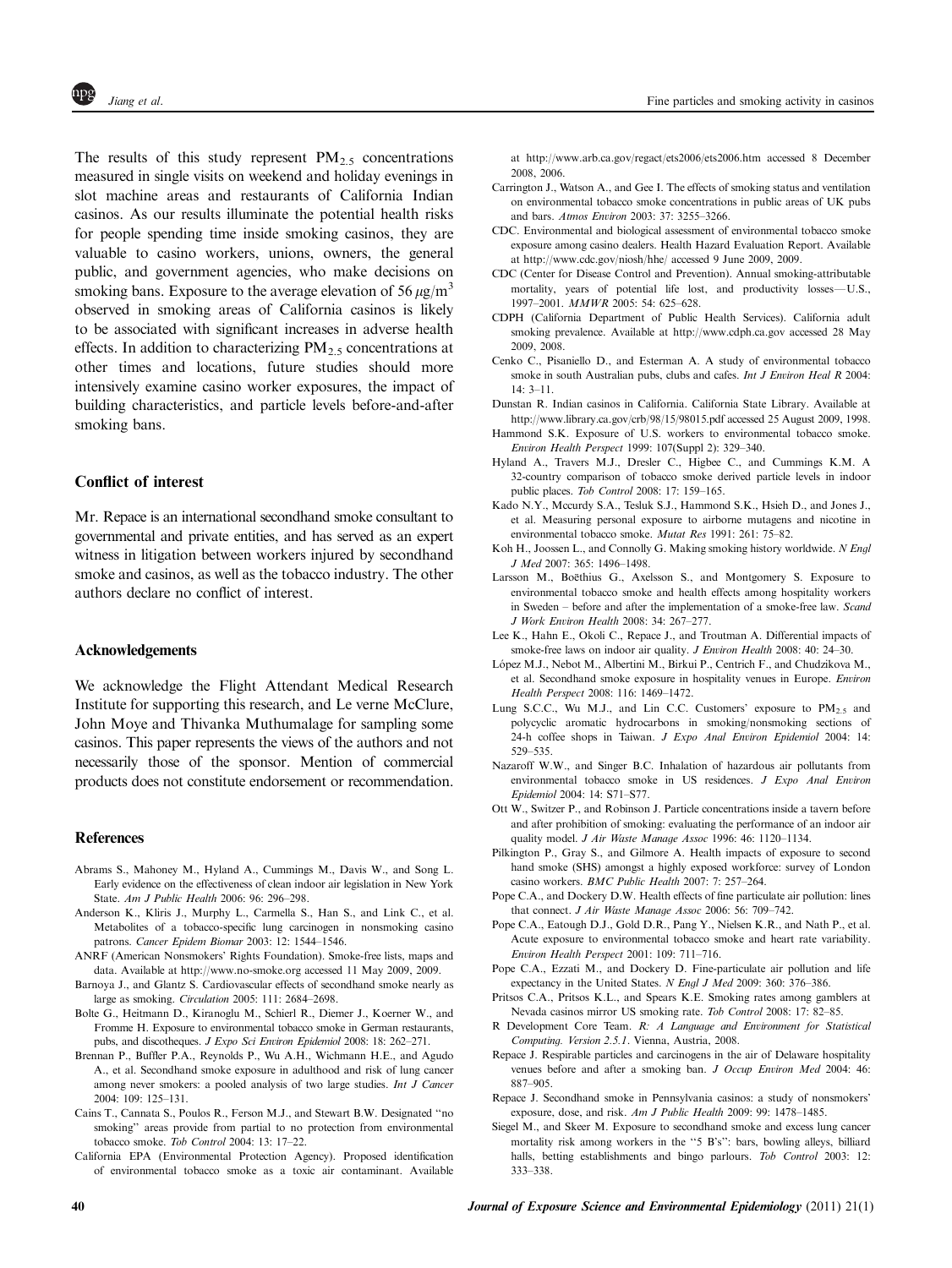The results of this study represent $PM_{2.5}$ concentrations measured in single visits on weekend and holiday evenings in slot machine areas and restaurants of California Indian casinos. As our results illuminate the potential health risks for people spending time inside smoking casinos, they are valuable to casino workers, unions, owners, the general public, and government agencies, who make decisions on smoking bans. Exposure to the average elevation of 56 $\mu g/m^3$ observed in smoking areas of California casinos is likely to be associated with significant increases in adverse health effects. In addition to characterizing $PM_{2.5}$ concentrations at other times and locations, future studies should more intensively examine casino worker exposures, the impact of building characteristics, and particle levels before-and-after smoking bans.

## Conflict of interest

Mr. Repace is an international secondhand smoke consultant to governmental and private entities, and has served as an expert witness in litigation between workers injured by secondhand smoke and casinos, as well as the tobacco industry. The other authors declare no conflict of interest.

## Acknowledgements

We acknowledge the Flight Attendant Medical Research Institute for supporting this research, and Le verne McClure, John Moye and Thivanka Muthumalage for sampling some casinos. This paper represents the views of the authors and not necessarily those of the sponsor. Mention of commercial products does not constitute endorsement or recommendation.

## References

Abrams S., Mahoney M., Hyland A., Cummings M., Davis W., and Song L. Early evidence on the effectiveness of clean indoor air legislation in New York State. *Am J Public Health* 2006: 96: 296–298.

Anderson K., Kliris J., Murphy L., Carmella S., Han S., and Link C., et al. Metabolites of a tobacco-specific lung carcinogen in nonsmoking casino patrons. *Cancer Epidem Biomar* 2003: 12: 1544–1546.

ANRF (American Nonsmokers' Rights Foundation). Smoke-free lists, maps and data. Available at http://www.no-smoke.org accessed 11 May 2009, 2009.

Barnoya J., and Glantz S. Cardiovascular effects of secondhand smoke nearly as large as smoking. *Circulation* 2005: 111: 2684–2698.

Bolte G., Heitmann D., Kiranoglu M., Schierl R., Diemer J., Koerner W., and Fromme H. Exposure to environmental tobacco smoke in German restaurants, pubs, and discotheques. *J Expo Sci Environ Epidemiol* 2008: 18: 262–271.

Brennan P., Buffler P.A., Reynolds P., Wu A.H., Wichmann H.E., and Agudo A., et al. Secondhand smoke exposure in adulthood and risk of lung cancer among never smokers: a pooled analysis of two large studies. *Int J Cancer* 2004: 109: 125–131.

Cains T., Cannata S., Poulos R., Ferson M.J., and Stewart B.W. Designated "no smoking" areas provide from partial to no protection from environmental tobacco smoke. *Tob Control* 2004: 13: 17–22.

California EPA (Environmental Protection Agency). Proposed identification of environmental tobacco smoke as a toxic air contaminant. Available at http://www.arb.ca.gov/regact/ets2006/ets2006.htm accessed 8 December 2008, 2006.

Carrington J., Watson A., and Gee I. The effects of smoking status and ventilation on environmental tobacco smoke concentrations in public areas of UK pubs and bars. *Atmos Environ* 2003: 37: 3255–3266.

CDC. Environmental and biological assessment of environmental tobacco smoke exposure among casino dealers. Health Hazard Evaluation Report. Available at http://www.cdc.gov/niosh/hhe/ accessed 9 June 2009, 2009.

CDC (Center for Disease Control and Prevention). Annual smoking-attributable mortality, years of potential life lost, and productivity losses—U.S., 1997–2001. *MMWR* 2005: 54: 625–628.

CDPH (California Department of Public Health Services). California adult smoking prevalence. Available at http://www.cdph.ca.gov accessed 28 May 2009, 2008.

Cenko C., Pisaniello D., and Esterman A. A study of environmental tobacco smoke in south Australian pubs, clubs and cafes. *Int J Environ Heal R* 2004: 14: 3–11.

Dunstan R. Indian casinos in California. California State Library. Available at http://www.library.ca.gov/crb/98/15/98015.pdf accessed 25 August 2009, 1998.

Hammond S.K. Exposure of U.S. workers to environmental tobacco smoke. *Environ Health Perspect* 1999: 107(Suppl 2): 329–340.

Hyland A., Travers M.J., Dresler C., Higbee C., and Cummings K.M. A 32-country comparison of tobacco smoke derived particle levels in indoor public places. *Tob Control* 2008: 17: 159–165.

Kado N.Y., Mccurdy S.A., Tesluk S.J., Hammond S.K., Hsieh D., and Jones J., et al. Measuring personal exposure to airborne mutagens and nicotine in environmental tobacco smoke. *Mutat Res* 1991: 261: 75–82.

Koh H., Joossen L., and Connolly G. Making smoking history worldwide. *N Engl J Med* 2007: 365: 1496–1498.

Larsson M., Boëthius G., Axelsson S., and Montgomery S. Exposure to environmental tobacco smoke and health effects among hospitality workers in Sweden – before and after the implementation of a smoke-free law. *Scand J Work Environ Health* 2008: 34: 267–277.

Lee K., Hahn E., Okoli C., Repace J., and Troutman A. Differential impacts of smoke-free laws on indoor air quality. *J Environ Health* 2008: 40: 24–30.

López M.J., Nebot M., Albertini M., Birkui P., Centrich F., and Chudzikova M., et al. Secondhand smoke exposure in hospitality venues in Europe. *Environ Health Perspect* 2008: 116: 1469–1472.

Lung S.C.C., Wu M.J., and Lin C.C. Customers' exposure to $PM_{2.5}$ and polycyclic aromatic hydrocarbons in smoking/nonsmoking sections of 24-h coffee shops in Taiwan. *J Expo Anal Environ Epidemiol* 2004: 14: 529–535.

Nazaroff W.W., and Singer B.C. Inhalation of hazardous air pollutants from environmental tobacco smoke in US residences. *J Expo Anal Environ Epidemiol* 2004: 14: S71–S77.

Ott W., Switzer P., and Robinson J. Particle concentrations inside a tavern before and after prohibition of smoking: evaluating the performance of an indoor air quality model. *J Air Waste Manage Assoc* 1996: 46: 1120–1134.

Pilkington P., Gray S., and Gilmore A. Health impacts of exposure to second hand smoke (SHS) amongst a highly exposed workforce: survey of London casino workers. *BMC Public Health* 2007: 7: 257–264.

Pope C.A., and Dockery D.W. Health effects of fine particulate air pollution: lines that connect. *J Air Waste Manage Assoc* 2006: 56: 709–742.

Pope C.A., Eatough D.J., Gold D.R., Pang Y., Nielsen K.R., and Nath P., et al. Acute exposure to environmental tobacco smoke and heart rate variability. *Environ Health Perspect* 2001: 109: 711–716.

Pope C.A., Ezzati M., and Dockery D. Fine-particulate air pollution and life expectancy in the United States. *N Engl J Med* 2009: 360: 376–386.

Pritsos C.A., Pritsos K.L., and Spears K.E. Smoking rates among gamblers at Nevada casinos mirror US smoking rate. *Tob Control* 2008: 17: 82–85.

R Development Core Team. *R: A Language and Environment for Statistical Computing. Version 2.5.1*. Vienna, Austria, 2008.

Repace J. Respirable particles and carcinogens in the air of Delaware hospitality venues before and after a smoking ban. *J Occup Environ Med* 2004: 46: 887–905.

Repace J. Secondhand smoke in Pennsylvania casinos: a study of nonsmokers' exposure, dose, and risk. *Am J Public Health* 2009: 99: 1478–1485.

Siegel M., and Skeer M. Exposure to secondhand smoke and excess lung cancer mortality risk among workers in the "5 B's": bars, bowling alleys, billiard halls, betting establishments and bingo parlours. *Tob Control* 2003: 12: 333–338.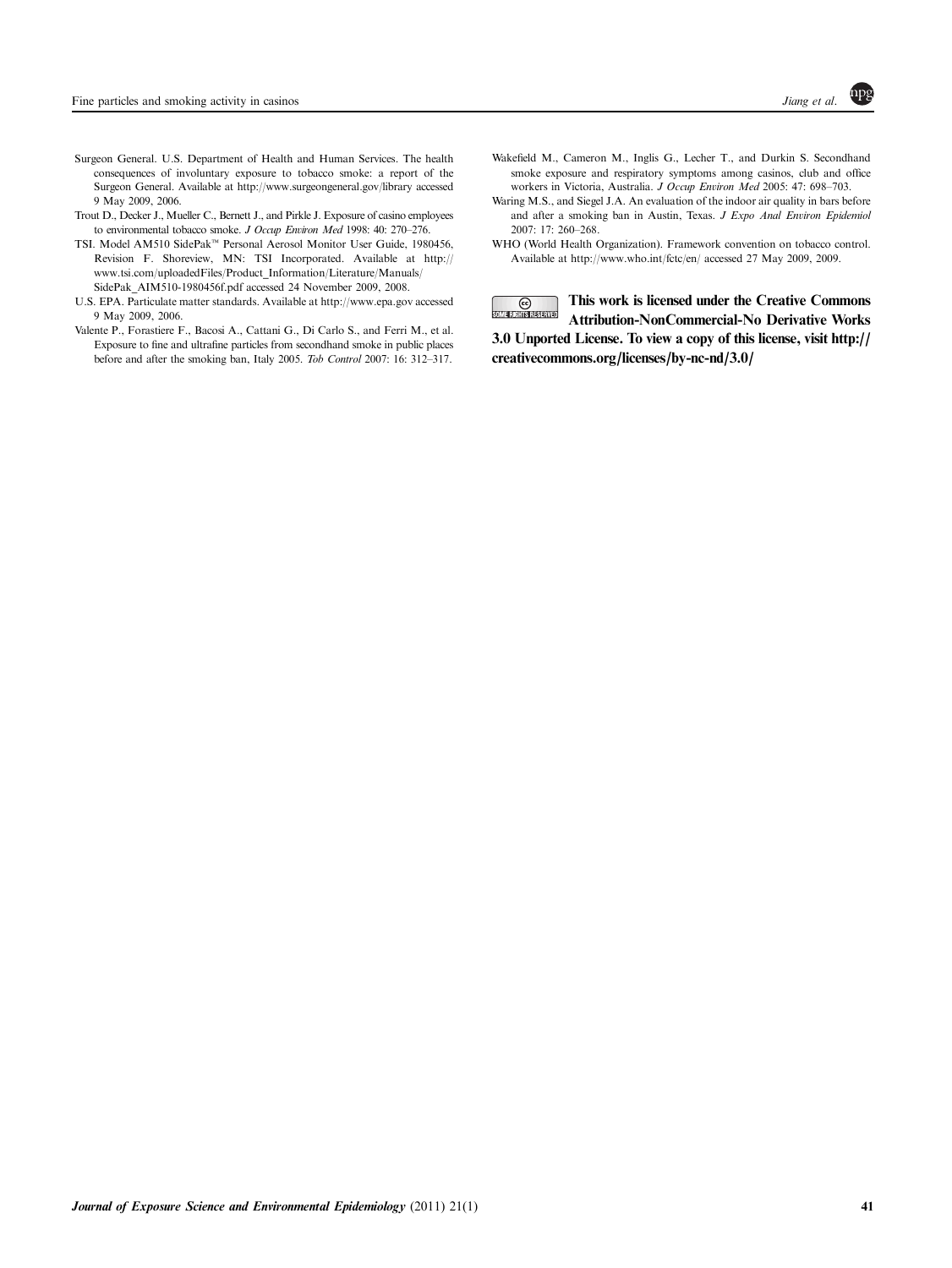Surgeon General. U.S. Department of Health and Human Services. The health consequences of involuntary exposure to tobacco smoke: a report of the Surgeon General. Available at http://www.surgeongeneral.gov/library accessed 9 May 2009, 2006.

Trout D., Decker J., Mueller C., Bernett J., and Pirkle J. Exposure of casino employees to environmental tobacco smoke. *J Occup Environ Med* 1998: 40: 270–276.

TSI. Model AM510 SidePak™ Personal Aerosol Monitor User Guide, 1980456, Revision F. Shoreview, MN: TSI Incorporated. Available at http://www.tsi.com/uploadedFiles/Product_Information/Literature/Manuals/SidePak_AIM510-1980456f.pdf accessed 24 November 2009, 2008.

U.S. EPA. Particulate matter standards. Available at http://www.epa.gov accessed 9 May 2009, 2006.

Valente P., Forastiere F., Bacosi A., Cattani G., Di Carlo S., and Ferri M., et al. Exposure to fine and ultrafine particles from secondhand smoke in public places before and after the smoking ban, Italy 2005. *Tob Control* 2007: 16: 312–317.

Wakefield M., Cameron M., Inglis G., Lecher T., and Durkin S. Secondhand smoke exposure and respiratory symptoms among casinos, club and office workers in Victoria, Australia. *J Occup Environ Med* 2005: 47: 698–703.

Waring M.S., and Siegel J.A. An evaluation of the indoor air quality in bars before and after a smoking ban in Austin, Texas. *J Expo Anal Environ Epidemiol* 2007: 17: 260–268.

WHO (World Health Organization). Framework convention on tobacco control. Available at http://www.who.int/fctc/en/ accessed 27 May 2009, 2009.

**This work is licensed under the Creative Commons Attribution-NonCommercial-No Derivative Works 3.0 Unported License. To view a copy of this license, visit http://creativecommons.org/licenses/by-nc-nd/3.0/**